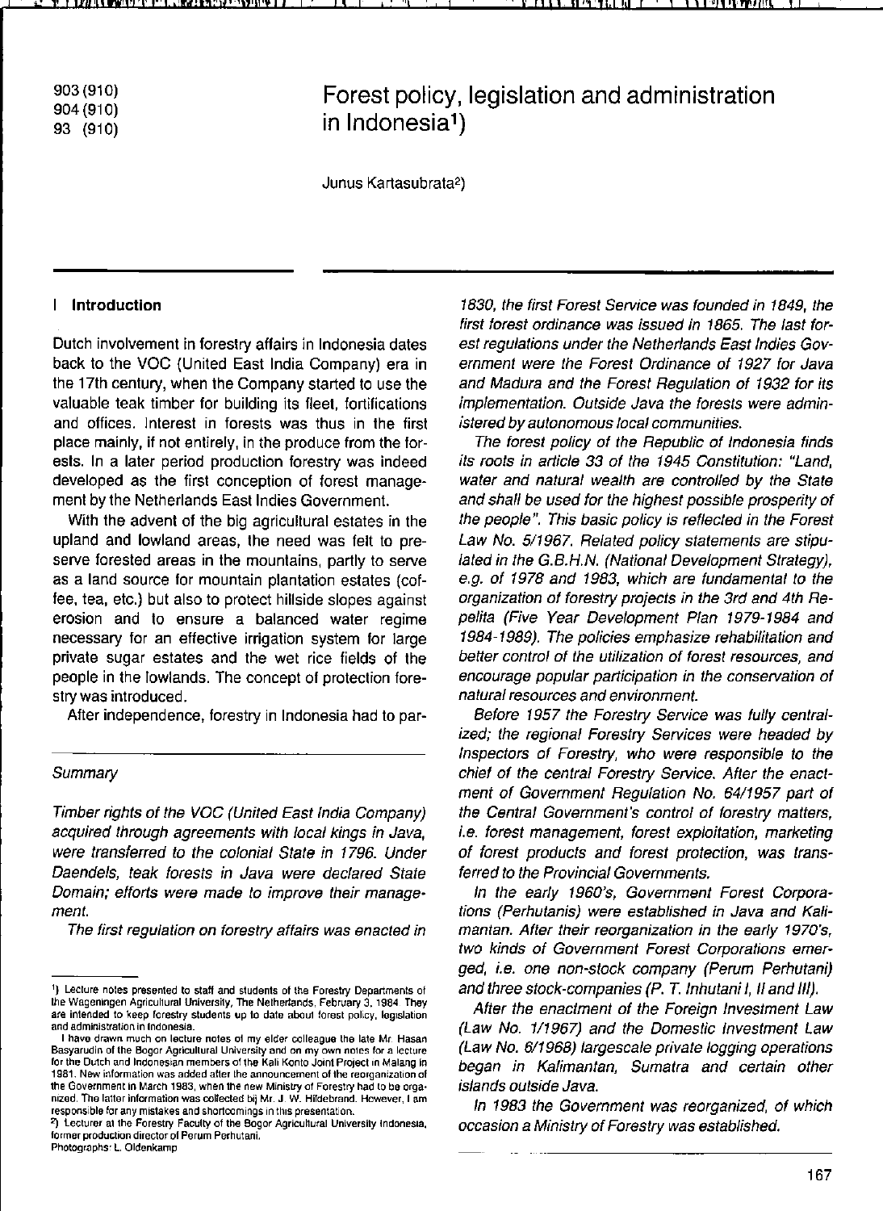903 (910)
904 (910)
93 (910)

# Forest policy, legislation and administration in Indonesia[1])

Junus Kartasubrata[2])

## I Introduction

Dutch involvement in forestry affairs in Indonesia dates back to the VOC (United East India Company) era in the 17th century, when the Company started to use the valuable teak timber for building its fleet, fortifications and offices. Interest in forests was thus in the first place mainly, if not entirely, in the produce from the forests. In a later period production forestry was indeed developed as the first conception of forest management by the Netherlands East Indies Government.

With the advent of the big agricultural estates in the upland and lowland areas, the need was felt to preserve forested areas in the mountains, partly to serve as a land source for mountain plantation estates (coffee, tea, etc.) but also to protect hillside slopes against erosion and to ensure a balanced water regime necessary for an effective irrigation system for large private sugar estates and the wet rice fields of the people in the lowlands. The concept of protection forestry was introduced.

After independence, forestry in Indonesia had to par-

### *Summary*

*Timber rights of the VOC (United East India Company) acquired through agreements with local kings in Java, were transferred to the colonial State in 1796. Under Daendels, teak forests in Java were declared State Domain; efforts were made to improve their management.*

*The first regulation on forestry affairs was enacted in 1830, the first Forest Service was founded in 1849, the first forest ordinance was issued in 1865. The last forest regulations under the Netherlands East Indies Government were the Forest Ordinance of 1927 for Java and Madura and the Forest Regulation of 1932 for its implementation. Outside Java the forests were administered by autonomous local communities.*

*The forest policy of the Republic of Indonesia finds its roots in article 33 of the 1945 Constitution: "Land, water and natural wealth are controlled by the State and shall be used for the highest possible prosperity of the people". This basic policy is reflected in the Forest Law No. 5/1967. Related policy statements are stipulated in the G.B.H.N. (National Development Strategy), e.g. of 1978 and 1983, which are fundamental to the organization of forestry projects in the 3rd and 4th Repelita (Five Year Development Plan 1979-1984 and 1984-1989). The policies emphasize rehabilitation and better control of the utilization of forest resources, and encourage popular participation in the conservation of natural resources and environment.*

*Before 1957 the Forestry Service was fully centralized; the regional Forestry Services were headed by Inspectors of Forestry, who were responsible to the chief of the central Forestry Service. After the enactment of Government Regulation No. 64/1957 part of the Central Government's control of forestry matters, i.e. forest management, forest exploitation, marketing of forest products and forest protection, was transferred to the Provincial Governments.*

*In the early 1960's, Government Forest Corporations (Perhutanis) were established in Java and Kalimantan. After their reorganization in the early 1970's, two kinds of Government Forest Corporations emerged, i.e. one non-stock company (Perum Perhutani) and three stock-companies (P. T. Inhutani I, II and III).*

*After the enactment of the Foreign Investment Law (Law No. 1/1967) and the Domestic Investment Law (Law No. 6/1968) largescale private logging operations began in Kalimantan, Sumatra and certain other islands outside Java.*

*In 1983 the Government was reorganized, of which occasion a Ministry of Forestry was established.*

---

[1]) Lecture notes presented to staff and students of the Forestry Departments of the Wageningen Agricultural University, The Netherlands, February 3, 1984. They are intended to keep forestry students up to date about forest policy, legislation and administration in Indonesia.

I have drawn much on lecture notes of my elder colleague the late Mr. Hasan Basyarudin of the Bogor Agricultural University and on my own notes for a lecture for the Dutch and Indonesian members of the Kali Konto Joint Project in Malang in 1981. New information was added after the announcement of the reorganization of the Government in March 1983, when the new Ministry of Forestry had to be organized. The latter information was collected bij Mr. J. W. Hildebrand. However, I am responsible for any mistakes and shortcomings in this presentation.

[2]) Lecturer at the Forestry Faculty of the Bogor Agricultural University Indonesia, former production director of Perum Perhutani.

Photographs: L. Oldenkamp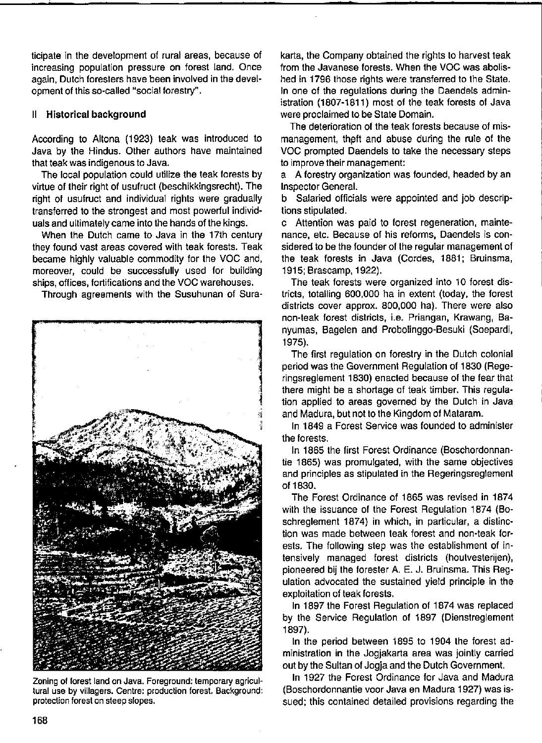ticipate in the development of rural areas, because of increasing population pressure on forest land. Once again, Dutch foresters have been involved in the development of this so-called "social forestry".

## II Historical background

According to Altona (1923) teak was introduced to Java by the Hindus. Other authors have maintained that teak was indigenous to Java.

The local population could utilize the teak forests by virtue of their right of usufruct (beschikkingsrecht). The right of usufruct and individual rights were gradually transferred to the strongest and most powerful individuals and ultimately came into the hands of the kings.

When the Dutch came to Java in the 17th century they found vast areas covered with teak forests. Teak became highly valuable commodity for the VOC and, moreover, could be successfully used for building ships, offices, fortifications and the VOC warehouses.

Through agreements with the Susuhunan of Surakarta, the Company obtained the rights to harvest teak from the Javanese forests. When the VOC was abolished in 1796 those rights were transferred to the State. In one of the regulations during the Daendels administration (1807-1811) most of the teak forests of Java were proclaimed to be State Domain.

Zoning of forest land on Java. Foreground: temporary agricultural use by villagers. Centre: production forest. Background: protection forest on steep slopes.

The deterioration of the teak forests because of mismanagement, theft and abuse during the rule of the VOC prompted Daendels to take the necessary steps to improve their management:

a A forestry organization was founded, headed by an Inspector General.

b Salaried officials were appointed and job descriptions stipulated.

c Attention was paid to forest regeneration, maintenance, etc. Because of his reforms, Daendels is considered to be the founder of the regular management of the teak forests in Java (Cordes, 1881; Bruinsma, 1915; Brascamp, 1922).

The teak forests were organized into 10 forest districts, totalling 600,000 ha in extent (today, the forest districts cover approx. 800,000 ha). There were also non-teak forest districts, i.e. Priangan, Krawang, Banyumas, Bagelen and Probolinggo-Besuki (Soepardi, 1975).

The first regulation on forestry in the Dutch colonial period was the Government Regulation of 1830 (Regeringsreglement 1830) enacted because of the fear that there might be a shortage of teak timber. This regulation applied to areas governed by the Dutch in Java and Madura, but not to the Kingdom of Mataram.

In 1849 a Forest Service was founded to administer the forests.

In 1865 the first Forest Ordinance (Boschordonnantie 1865) was promulgated, with the same objectives and principles as stipulated in the Regeringsreglement of 1830.

The Forest Ordinance of 1865 was revised in 1874 with the issuance of the Forest Regulation 1874 (Boschreglement 1874) in which, in particular, a distinction was made between teak forest and non-teak forests. The following step was the establishment of intensively managed forest districts (houtvesterijen), pioneered bij the forester A. E. J. Bruinsma. This Regulation advocated the sustained yield principle in the exploitation of teak forests.

In 1897 the Forest Regulation of 1874 was replaced by the Service Regulation of 1897 (Dienstreglement 1897).

In the period between 1895 to 1904 the forest administration in the Jogjakarta area was jointly carried out by the Sultan of Jogja and the Dutch Government.

In 1927 the Forest Ordinance for Java and Madura (Boschordonnantie voor Java en Madura 1927) was issued; this contained detailed provisions regarding the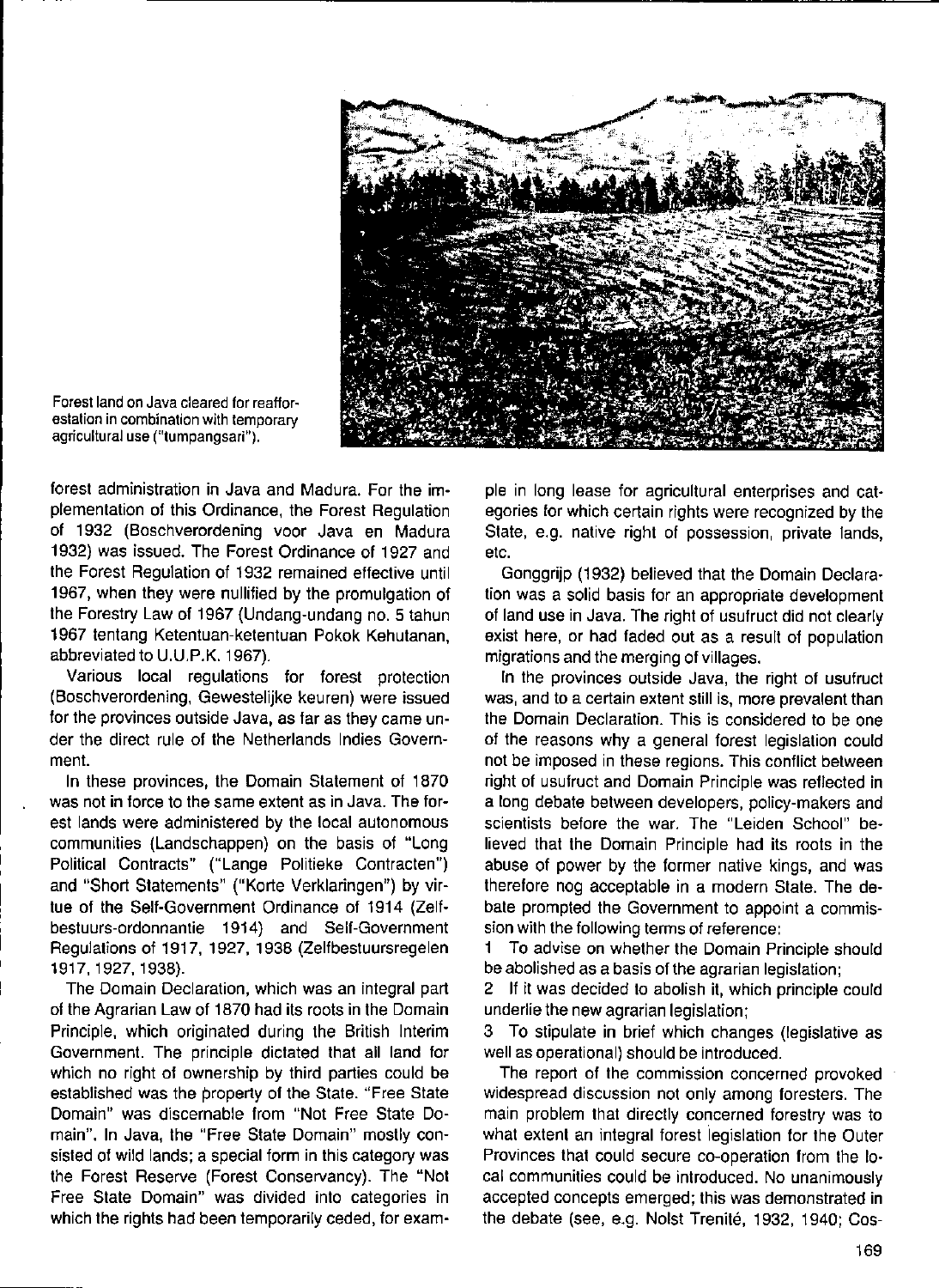Forest land on Java cleared for reafforestation in combination with temporary agricultural use ("tumpangsari").

forest administration in Java and Madura. For the implementation of this Ordinance, the Forest Regulation of 1932 (Boschverordening voor Java en Madura 1932) was issued. The Forest Ordinance of 1927 and the Forest Regulation of 1932 remained effective until 1967, when they were nullified by the promulgation of the Forestry Law of 1967 (Undang-undang no. 5 tahun 1967 tentang Ketentuan-ketentuan Pokok Kehutanan, abbreviated to U.U.P.K. 1967).

Various local regulations for forest protection (Boschverordening, Gewestelijke keuren) were issued for the provinces outside Java, as far as they came under the direct rule of the Netherlands Indies Government.

In these provinces, the Domain Statement of 1870 was not in force to the same extent as in Java. The forest lands were administered by the local autonomous communities (Landschappen) on the basis of "Long Political Contracts" ("Lange Politieke Contracten") and "Short Statements" ("Korte Verklaringen") by virtue of the Self-Government Ordinance of 1914 (Zelfbestuurs-ordonnantie 1914) and Self-Government Regulations of 1917, 1927, 1938 (Zelfbestuursregelen 1917, 1927, 1938).

The Domain Declaration, which was an integral part of the Agrarian Law of 1870 had its roots in the Domain Principle, which originated during the British Interim Government. The principle dictated that all land for which no right of ownership by third parties could be established was the property of the State. "Free State Domain" was discernable from "Not Free State Domain". In Java, the "Free State Domain" mostly consisted of wild lands; a special form in this category was the Forest Reserve (Forest Conservancy). The "Not Free State Domain" was divided into categories in which the rights had been temporarily ceded, for example in long lease for agricultural enterprises and categories for which certain rights were recognized by the State, e.g. native right of possession, private lands, etc.

Gonggrijp (1932) believed that the Domain Declaration was a solid basis for an appropriate development of land use in Java. The right of usufruct did not clearly exist here, or had faded out as a result of population migrations and the merging of villages.

In the provinces outside Java, the right of usufruct was, and to a certain extent still is, more prevalent than the Domain Declaration. This is considered to be one of the reasons why a general forest legislation could not be imposed in these regions. This conflict between right of usufruct and Domain Principle was reflected in a long debate between developers, policy-makers and scientists before the war. The "Leiden School" believed that the Domain Principle had its roots in the abuse of power by the former native kings, and was therefore nog acceptable in a modern State. The debate prompted the Government to appoint a commission with the following terms of reference:

1 To advise on whether the Domain Principle should be abolished as a basis of the agrarian legislation;
2 If it was decided to abolish it, which principle could underlie the new agrarian legislation;
3 To stipulate in brief which changes (legislative as well as operational) should be introduced.

The report of the commission concerned provoked widespread discussion not only among foresters. The main problem that directly concerned forestry was to what extent an integral forest legislation for the Outer Provinces that could secure co-operation from the local communities could be introduced. No unanimously accepted concepts emerged; this was demonstrated in the debate (see, e.g. Nolst Trenité, 1932, 1940; Cos-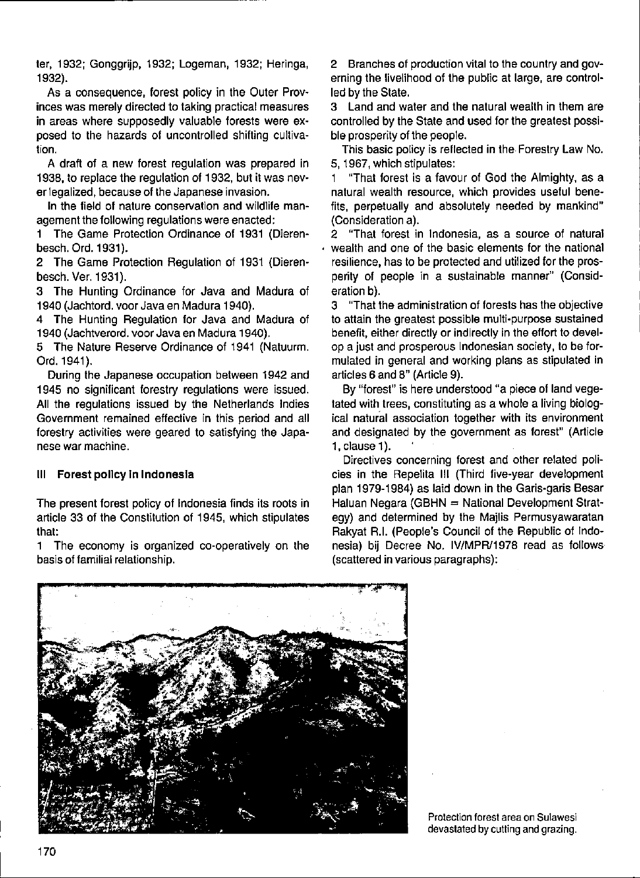ter, 1932; Gonggrijp, 1932; Logeman, 1932; Heringa, 1932).

As a consequence, forest policy in the Outer Provinces was merely directed to taking practical measures in areas where supposedly valuable forests were exposed to the hazards of uncontrolled shifting cultivation.

A draft of a new forest regulation was prepared in 1938, to replace the regulation of 1932, but it was never legalized, because of the Japanese invasion.

In the field of nature conservation and wildlife management the following regulations were enacted:

1 The Game Protection Ordinance of 1931 (Dierenbesch. Ord. 1931).

2 The Game Protection Regulation of 1931 (Dierenbesch. Ver. 1931).

3 The Hunting Ordinance for Java and Madura of 1940 (Jachtord. voor Java en Madura 1940).

4 The Hunting Regulation for Java and Madura of 1940 (Jachtverord. voor Java en Madura 1940).

5 The Nature Reserve Ordinance of 1941 (Natuurm. Ord. 1941).

During the Japanese occupation between 1942 and 1945 no significant forestry regulations were issued. All the regulations issued by the Netherlands Indies Government remained effective in this period and all forestry activities were geared to satisfying the Japanese war machine.

## III Forest policy in Indonesia

The present forest policy of Indonesia finds its roots in article 33 of the Constitution of 1945, which stipulates that:

1 The economy is organized co-operatively on the basis of familial relationship.

2 Branches of production vital to the country and governing the livelihood of the public at large, are controlled by the State.

3 Land and water and the natural wealth in them are controlled by the State and used for the greatest possible prosperity of the people.

This basic policy is reflected in the Forestry Law No. 5, 1967, which stipulates:

1 "That forest is a favour of God the Almighty, as a natural wealth resource, which provides useful benefits, perpetually and absolutely needed by mankind" (Consideration a).

2 "That forest in Indonesia, as a source of natural wealth and one of the basic elements for the national resilience, has to be protected and utilized for the prosperity of people in a sustainable manner" (Consideration b).

3 "That the administration of forests has the objective to attain the greatest possible multi-purpose sustained benefit, either directly or indirectly in the effort to develop a just and prosperous Indonesian society, to be formulated in general and working plans as stipulated in articles 6 and 8" (Article 9).

By "forest" is here understood "a piece of land vegetated with trees, constituting as a whole a living biological natural association together with its environment and designated by the government as forest" (Article 1, clause 1).

Directives concerning forest and other related policies in the Repelita III (Third five-year development plan 1979-1984) as laid down in the Garis-garis Besar Haluan Negara (GBHN = National Development Strategy) and determined by the Majlis Permusyawaratan Rakyat R.I. (People's Council of the Republic of Indonesia) bij Decree No. IV/MPR/1978 read as follows (scattered in various paragraphs):

Protection forest area on Sulawesi devastated by cutting and grazing.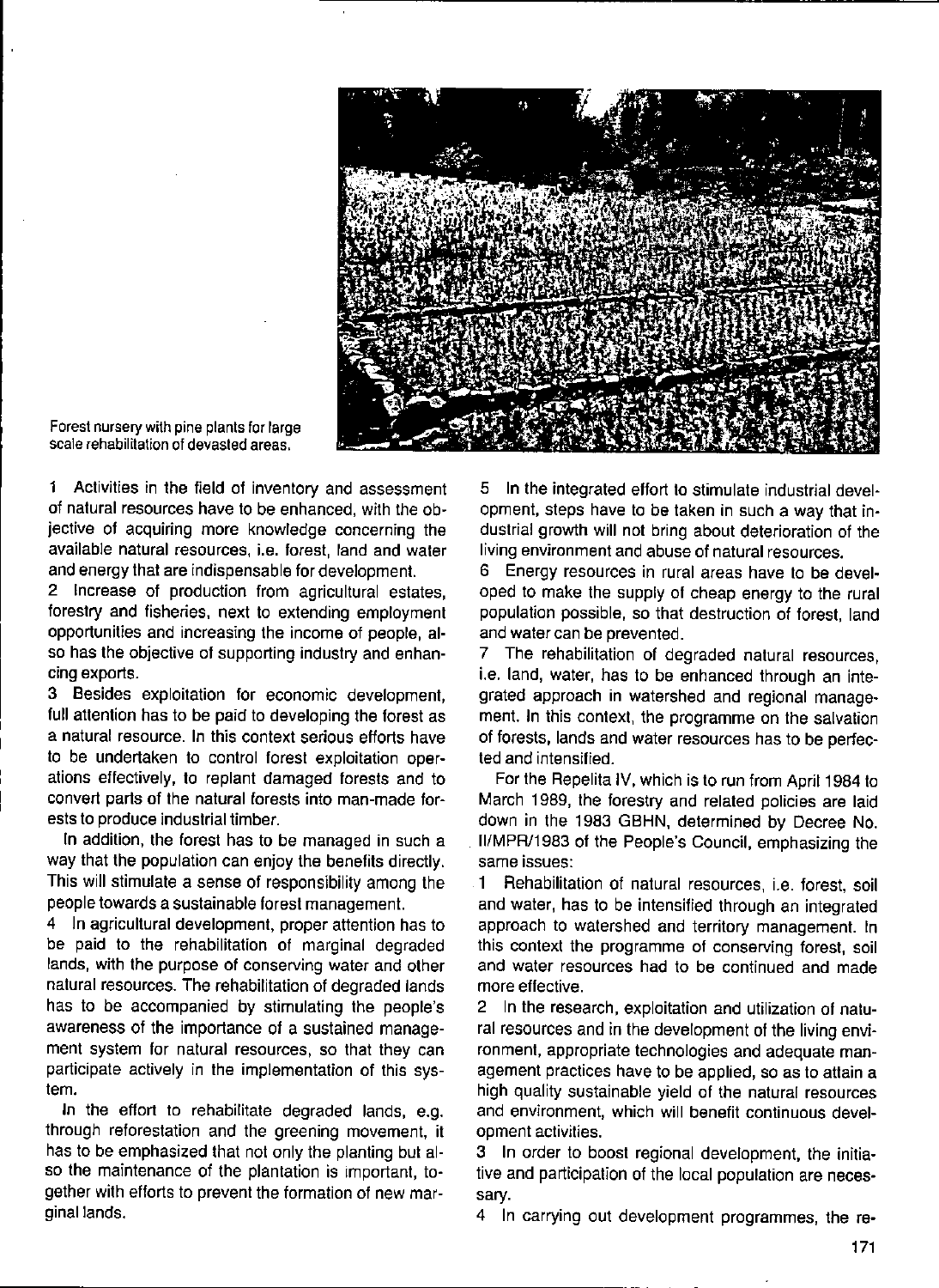Forest nursery with pine plants for large scale rehabilitation of devasted areas.

1 Activities in the field of inventory and assessment of natural resources have to be enhanced, with the objective of acquiring more knowledge concerning the available natural resources, i.e. forest, land and water and energy that are indispensable for development.

2 Increase of production from agricultural estates, forestry and fisheries, next to extending employment opportunities and increasing the income of people, also has the objective of supporting industry and enhancing exports.

3 Besides exploitation for economic development, full attention has to be paid to developing the forest as a natural resource. In this context serious efforts have to be undertaken to control forest exploitation operations effectively, to replant damaged forests and to convert parts of the natural forests into man-made forests to produce industrial timber.

In addition, the forest has to be managed in such a way that the population can enjoy the benefits directly. This will stimulate a sense of responsibility among the people towards a sustainable forest management.

4 In agricultural development, proper attention has to be paid to the rehabilitation of marginal degraded lands, with the purpose of conserving water and other natural resources. The rehabilitation of degraded lands has to be accompanied by stimulating the people's awareness of the importance of a sustained management system for natural resources, so that they can participate actively in the implementation of this system.

In the effort to rehabilitate degraded lands, e.g. through reforestation and the greening movement, it has to be emphasized that not only the planting but also the maintenance of the plantation is important, together with efforts to prevent the formation of new marginal lands.

5 In the integrated effort to stimulate industrial development, steps have to be taken in such a way that industrial growth will not bring about deterioration of the living environment and abuse of natural resources.

6 Energy resources in rural areas have to be developed to make the supply of cheap energy to the rural population possible, so that destruction of forest, land and water can be prevented.

7 The rehabilitation of degraded natural resources, i.e. land, water, has to be enhanced through an integrated approach in watershed and regional management. In this context, the programme on the salvation of forests, lands and water resources has to be perfected and intensified.

For the Repelita IV, which is to run from April 1984 to March 1989, the forestry and related policies are laid down in the 1983 GBHN, determined by Decree No. II/MPR/1983 of the People's Council, emphasizing the same issues:

1 Rehabilitation of natural resources, i.e. forest, soil and water, has to be intensified through an integrated approach to watershed and territory management. In this context the programme of conserving forest, soil and water resources had to be continued and made more effective.

2 In the research, exploitation and utilization of natural resources and in the development of the living environment, appropriate technologies and adequate management practices have to be applied, so as to attain a high quality sustainable yield of the natural resources and environment, which will benefit continuous development activities.

3 In order to boost regional development, the initiative and participation of the local population are necessary.

4 In carrying out development programmes, the re-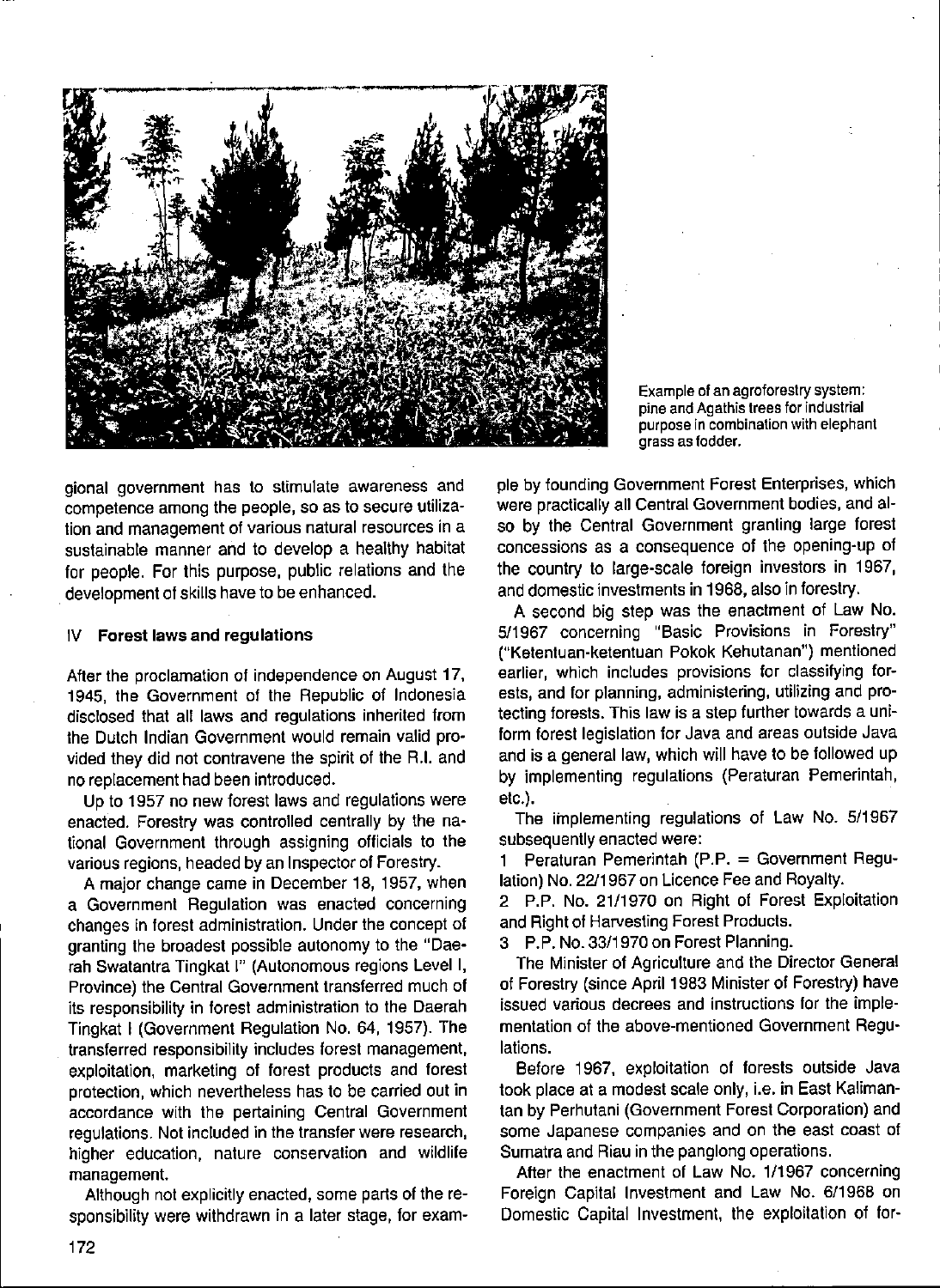Example of an agroforestry system: pine and Agathis trees for industrial purpose in combination with elephant grass as fodder.

gional government has to stimulate awareness and competence among the people, so as to secure utilization and management of various natural resources in a sustainable manner and to develop a healthy habitat for people. For this purpose, public relations and the development of skills have to be enhanced.

## IV Forest laws and regulations

After the proclamation of independence on August 17, 1945, the Government of the Republic of Indonesia disclosed that all laws and regulations inherited from the Dutch Indian Government would remain valid provided they did not contravene the spirit of the R.I. and no replacement had been introduced.

Up to 1957 no new forest laws and regulations were enacted. Forestry was controlled centrally by the national Government through assigning officials to the various regions, headed by an Inspector of Forestry.

A major change came in December 18, 1957, when a Government Regulation was enacted concerning changes in forest administration. Under the concept of granting the broadest possible autonomy to the "Daerah Swatantra Tingkat I" (Autonomous regions Level I, Province) the Central Government transferred much of its responsibility in forest administration to the Daerah Tingkat I (Government Regulation No. 64, 1957). The transferred responsibility includes forest management, exploitation, marketing of forest products and forest protection, which nevertheless has to be carried out in accordance with the pertaining Central Government regulations. Not included in the transfer were research, higher education, nature conservation and wildlife management.

Although not explicitly enacted, some parts of the responsibility were withdrawn in a later stage, for example by founding Government Forest Enterprises, which were practically all Central Government bodies, and also by the Central Government granting large forest concessions as a consequence of the opening-up of the country to large-scale foreign investors in 1967, and domestic investments in 1968, also in forestry.

A second big step was the enactment of Law No. 5/1967 concerning "Basic Provisions in Forestry" ("Ketentuan-ketentuan Pokok Kehutanan") mentioned earlier, which includes provisions for classifying forests, and for planning, administering, utilizing and protecting forests. This law is a step further towards a uniform forest legislation for Java and areas outside Java and is a general law, which will have to be followed up by implementing regulations (Peraturan Pemerintah, etc.).

The implementing regulations of Law No. 5/1967 subsequently enacted were:

1 Peraturan Pemerintah (P.P. = Government Regulation) No. 22/1967 on Licence Fee and Royalty.
2 P.P. No. 21/1970 on Right of Forest Exploitation and Right of Harvesting Forest Products.
3 P.P. No. 33/1970 on Forest Planning.

The Minister of Agriculture and the Director General of Forestry (since April 1983 Minister of Forestry) have issued various decrees and instructions for the implementation of the above-mentioned Government Regulations.

Before 1967, exploitation of forests outside Java took place at a modest scale only, i.e. in East Kalimantan by Perhutani (Government Forest Corporation) and some Japanese companies and on the east coast of Sumatra and Riau in the panglong operations.

After the enactment of Law No. 1/1967 concerning Foreign Capital Investment and Law No. 6/1968 on Domestic Capital Investment, the exploitation of for-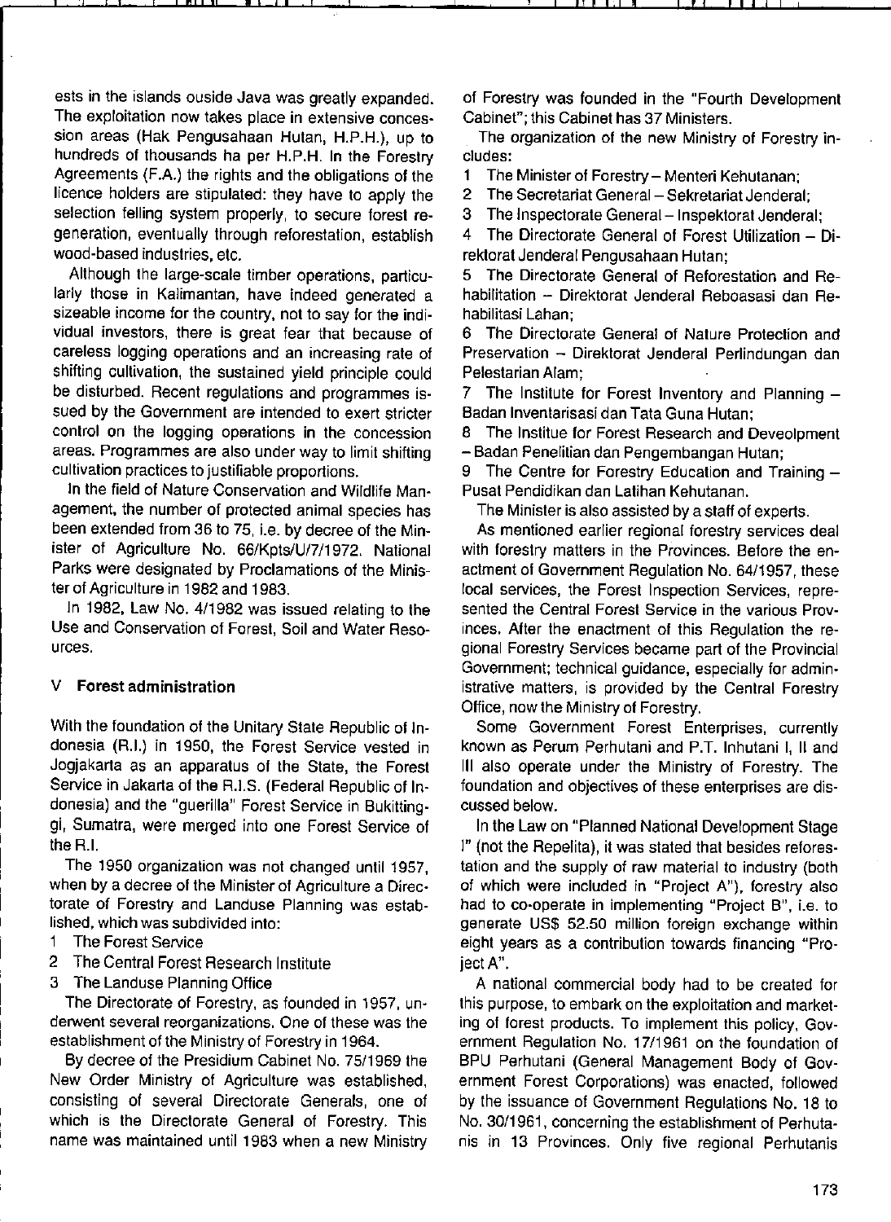ests in the islands ouside Java was greatly expanded. The exploitation now takes place in extensive concession areas (Hak Pengusahaan Hutan, H.P.H.), up to hundreds of thousands ha per H.P.H. In the Forestry Agreements (F.A.) the rights and the obligations of the licence holders are stipulated: they have to apply the selection felling system properly, to secure forest regeneration, eventually through reforestation, establish wood-based industries, etc.

Although the large-scale timber operations, particularly those in Kalimantan, have indeed generated a sizeable income for the country, not to say for the individual investors, there is great fear that because of careless logging operations and an increasing rate of shifting cultivation, the sustained yield principle could be disturbed. Recent regulations and programmes issued by the Government are intended to exert stricter control on the logging operations in the concession areas. Programmes are also under way to limit shifting cultivation practices to justifiable proportions.

In the field of Nature Conservation and Wildlife Management, the number of protected animal species has been extended from 36 to 75, i.e. by decree of the Minister of Agriculture No. 66/Kpts/U/7/1972. National Parks were designated by Proclamations of the Minister of Agriculture in 1982 and 1983.

In 1982, Law No. 4/1982 was issued relating to the Use and Conservation of Forest, Soil and Water Resources.

## V Forest administration

With the foundation of the Unitary State Republic of Indonesia (R.I.) in 1950, the Forest Service vested in Jogjakarta as an apparatus of the State, the Forest Service in Jakarta of the R.I.S. (Federal Republic of Indonesia) and the "guerilla" Forest Service in Bukittinggi, Sumatra, were merged into one Forest Service of the R.I.

The 1950 organization was not changed until 1957, when by a decree of the Minister of Agriculture a Directorate of Forestry and Landuse Planning was established, which was subdivided into:

1 The Forest Service
2 The Central Forest Research Institute
3 The Landuse Planning Office

The Directorate of Forestry, as founded in 1957, underwent several reorganizations. One of these was the establishment of the Ministry of Forestry in 1964.

By decree of the Presidium Cabinet No. 75/1969 the New Order Ministry of Agriculture was established, consisting of several Directorate Generals, one of which is the Directorate General of Forestry. This name was maintained until 1983 when a new Ministry of Forestry was founded in the "Fourth Development Cabinet"; this Cabinet has 37 Ministers.

The organization of the new Ministry of Forestry includes:

1 The Minister of Forestry – Menteri Kehutanan;
2 The Secretariat General – Sekretariat Jenderal;
3 The Inspectorate General – Inspektorat Jenderal;
4 The Directorate General of Forest Utilization – Direktorat Jenderal Pengusahaan Hutan;
5 The Directorate General of Reforestation and Rehabilitation – Direktorat Jenderal Reboasasi dan Rehabilitasi Lahan;
6 The Directorate General of Nature Protection and Preservation – Direktorat Jenderal Perlindungan dan Pelestarian Alam;
7 The Institute for Forest Inventory and Planning – Badan Inventarisasi dan Tata Guna Hutan;
8 The Institue for Forest Research and Deveolpment – Badan Penelitian dan Pengembangan Hutan;
9 The Centre for Forestry Education and Training – Pusat Pendidikan dan Latihan Kehutanan.

The Minister is also assisted by a staff of experts.

As mentioned earlier regional forestry services deal with forestry matters in the Provinces. Before the enactment of Government Regulation No. 64/1957, these local services, the Forest Inspection Services, represented the Central Forest Service in the various Provinces. After the enactment of this Regulation the regional Forestry Services became part of the Provincial Government; technical guidance, especially for administrative matters, is provided by the Central Forestry Office, now the Ministry of Forestry.

Some Government Forest Enterprises, currently known as Perum Perhutani and P.T. Inhutani I, II and III also operate under the Ministry of Forestry. The foundation and objectives of these enterprises are discussed below.

In the Law on "Planned National Development Stage I" (not the Repelita), it was stated that besides reforestation and the supply of raw material to industry (both of which were included in "Project A"), forestry also had to co-operate in implementing "Project B", i.e. to generate US$ 52.50 million foreign exchange within eight years as a contribution towards financing "Project A".

A national commercial body had to be created for this purpose, to embark on the exploitation and marketing of forest products. To implement this policy, Government Regulation No. 17/1961 on the foundation of BPU Perhutani (General Management Body of Government Forest Corporations) was enacted, followed by the issuance of Government Regulations No. 18 to No. 30/1961, concerning the establishment of Perhutanis in 13 Provinces. Only five regional Perhutanis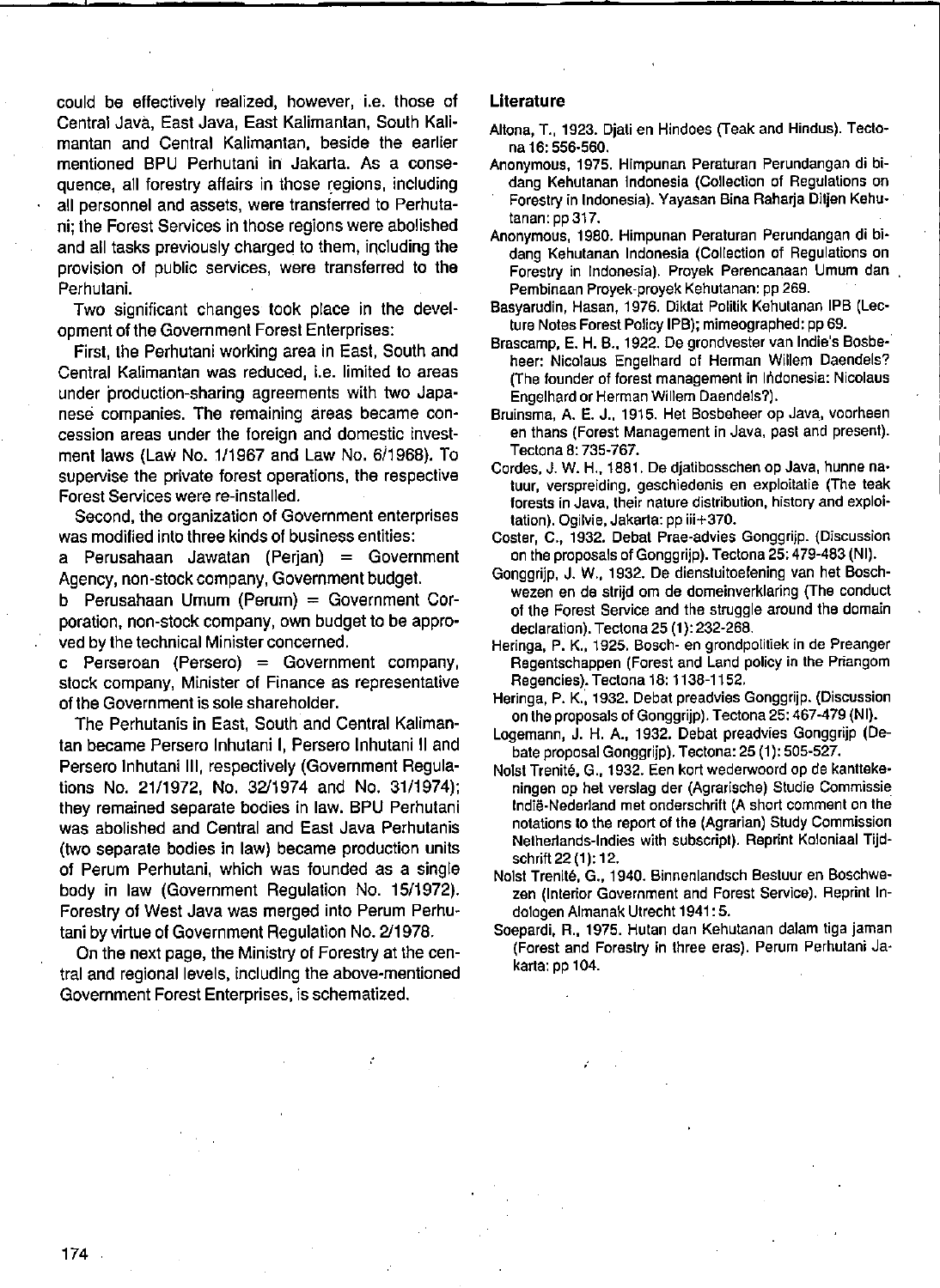could be effectively realized, however, i.e. those of Central Java, East Java, East Kalimantan, South Kalimantan and Central Kalimantan, beside the earlier mentioned BPU Perhutani in Jakarta. As a consequence, all forestry affairs in those regions, including all personnel and assets, were transferred to Perhutani; the Forest Services in those regions were abolished and all tasks previously charged to them, including the provision of public services, were transferred to the Perhutani.

Two significant changes took place in the development of the Government Forest Enterprises:

First, the Perhutani working area in East, South and Central Kalimantan was reduced, i.e. limited to areas under production-sharing agreements with two Japanese companies. The remaining areas became concession areas under the foreign and domestic investment laws (Law No. 1/1967 and Law No. 6/1968). To supervise the private forest operations, the respective Forest Services were re-installed.

Second, the organization of Government enterprises was modified into three kinds of business entities:

a Perusahaan Jawatan (Perjan) = Government Agency, non-stock company, Government budget.

b Perusahaan Umum (Perum) = Government Corporation, non-stock company, own budget to be approved by the technical Minister concerned.

c Perseroan (Persero) = Government company, stock company, Minister of Finance as representative of the Government is sole shareholder.

The Perhutanis in East, South and Central Kalimantan became Persero Inhutani I, Persero Inhutani II and Persero Inhutani III, respectively (Government Regulations No. 21/1972, No. 32/1974 and No. 31/1974); they remained separate bodies in law. BPU Perhutani was abolished and Central and East Java Perhutanis (two separate bodies in law) became production units of Perum Perhutani, which was founded as a single body in law (Government Regulation No. 15/1972). Forestry of West Java was merged into Perum Perhutani by virtue of Government Regulation No. 2/1978.

On the next page, the Ministry of Forestry at the central and regional levels, including the above-mentioned Government Forest Enterprises, is schematized.

## Literature

Altona, T., 1923. Djati en Hindoes (Teak and Hindus). Tectona 16: 556-560.

Anonymous, 1975. Himpunan Peraturan Perundangan di bidang Kehutanan Indonesia (Collection of Regulations on Forestry in Indonesia). Yayasan Bina Raharja Ditjen Kehutanan: pp 317.

Anonymous, 1980. Himpunan Peraturan Perundangan di bidang Kehutanan Indonesia (Collection of Regulations on Forestry in Indonesia). Proyek Perencanaan Umum dan Pembinaan Proyek-proyek Kehutanan: pp 269.

Basyarudin, Hasan, 1976. Diktat Politik Kehutanan IPB (Lecture Notes Forest Policy IPB); mimeographed: pp 69.

Brascamp, E. H. B., 1922. De grondvester van Indie's Bosbeheer: Nicolaus Engelhard of Herman Willem Daendels? (The founder of forest management in Indonesia: Nicolaus Engelhard or Herman Willem Daendels?).

Bruinsma, A. E. J., 1915. Het Bosbeheer op Java, voorheen en thans (Forest Management in Java, past and present). Tectona 8: 735-767.

Cordes, J. W. H., 1881. De djatibosschen op Java, hunne natuur, verspreiding, geschiedenis en exploitatie (The teak forests in Java, their nature distribution, history and exploitation). Ogilvie, Jakarta: pp iii+370.

Coster, C., 1932. Debat Prae-advies Gonggrijp. (Discussion on the proposals of Gonggrijp). Tectona 25: 479-483 (NI).

Gonggrijp, J. W., 1932. De dienstuitoefening van het Boschwezen en de strijd om de domeinverklaring (The conduct of the Forest Service and the struggle around the domain declaration). Tectona 25 (1): 232-268.

Heringa, P. K., 1925. Bosch- en grondpolitiek in de Preanger Regentschappen (Forest and Land policy in the Priangom Regencies). Tectona 18: 1138-1152.

Heringa, P. K., 1932. Debat preadvies Gonggrijp. (Discussion on the proposals of Gonggrijp). Tectona 25: 467-479 (NI).

Logemann, J. H. A., 1932. Debat preadvies Gonggrijp (Debate proposal Gonggrijp). Tectona: 25 (1): 505-527.

Nolst Trenité, G., 1932. Een kort wederwoord op de kanttekeningen op het verslag der (Agrarische) Studie Commissie Indië-Nederland met onderschrift (A short comment on the notations to the report of the (Agrarian) Study Commission Netherlands-Indies with subscript). Reprint Koloniaal Tijdschrift 22 (1): 12.

Nolst Trenité, G., 1940. Binnenlandsch Bestuur en Boschwezen (Interior Government and Forest Service). Reprint Indologen Almanak Utrecht 1941: 5.

Soepardi, R., 1975. Hutan dan Kehutanan dalam tiga jaman (Forest and Forestry in three eras). Perum Perhutani Jakarta: pp 104.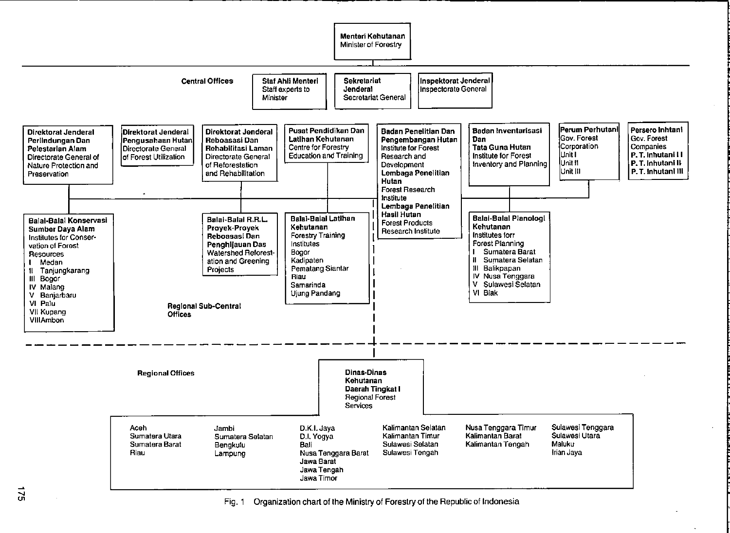**Menteri Kehutanan**
Minister of Forestry

**Central Offices**

**Staf Ahli Menteri**
Staff experts to Minister

**Sekretariat Jenderal**
Secretariat General

**Inspektorat Jenderal**
Inspectorate General

**Direktorat Jenderal Perlindungan Dan Pelestarian Alam**
Directorate General of Nature Protection and Preservation

**Direktorat Jenderal Pengusahaan Hutan**
Directorate General of Forest Utilization

**Direktorat Jenderal Reboasasi Dan Rehabilitasi Laman**
Directorate General of Reforestation and Rehabilitation

**Pusat Pendidikan Dan Latihan Kehutanan**
Centre for Forestry Education and Training

**Badan Penelitian Dan Pengembangan Hutan**
Institute for Forest Research and Development
**Lembaga Penelitian Hutan**
Forest Research Institute
**Lembaga Penelitian Hasil Hutan**
Forest Products Research Institute

**Badan Inventarisasi Dan Tata Guna Hutan**
Institute for Forest Inventory and Planning

**Perum Perhutani**
Gov. Forest Corporation
Unit I
Unit II
Unit III

**Persero Inhtani**
Gov. Forest Companies
**P. T. Inhutani I I**
**P. T. Inhutani II**
**P. T. Inhutani III**

**Balai-Balai Konservasi Sumber Daya Alam**
Institutes for Conservation of Forest Resources
I Medan
II Tanjungkarang
III Bogor
IV Malang
V Banjarbaru
VI Palu
VII Kupang
VIII Ambon

**Balai-Balai R.R.L. Proyek-Proyek Reboasasi Dan Penghijauan Das**
Watershed Reforestation and Greening Projects

**Balai-Balai Latihan Kehutanan**
Forestry Training Institutes
Bogor
Kadipaten
Pematang Siantar
Riau
Samarinda
Ujung Pandang

**Balai-Balai Planologi Kehutanan**
Institutes forr Forest Planning
I Sumatera Barat
II Sumatera Selatan
III Balikpapan
IV Nusa Tenggara
V Sulawesi Selatan
VI Biak

**Regional Sub-Central Offices**

**Regional Offices**

**Dinas-Dinas Kehutanan Daerah Tingkat I**
Regional Forest Services

Aceh
Sumatera Utara
Sumatera Barat
Riau

Jambi
Sumatera Selatan
Bengkulu
Lampung

D.K.I. Jaya
D.I. Yogya
Bali
Nusa Tenggara Barat
Jawa Barat
Jawa Tengah
Jawa Timor

Kalimantan Selatan
Kalimantan Timur
Sulawesi Selatan
Sulawesi Tengah

Nusa Tenggara Timur
Kalimantan Barat
Kalimantan Tengah

Sulawesi Tenggara
Sulawesi Utara
Maluku
Irian Jaya

Fig. 1 Organization chart of the Ministry of Forestry of the Republic of Indonesia